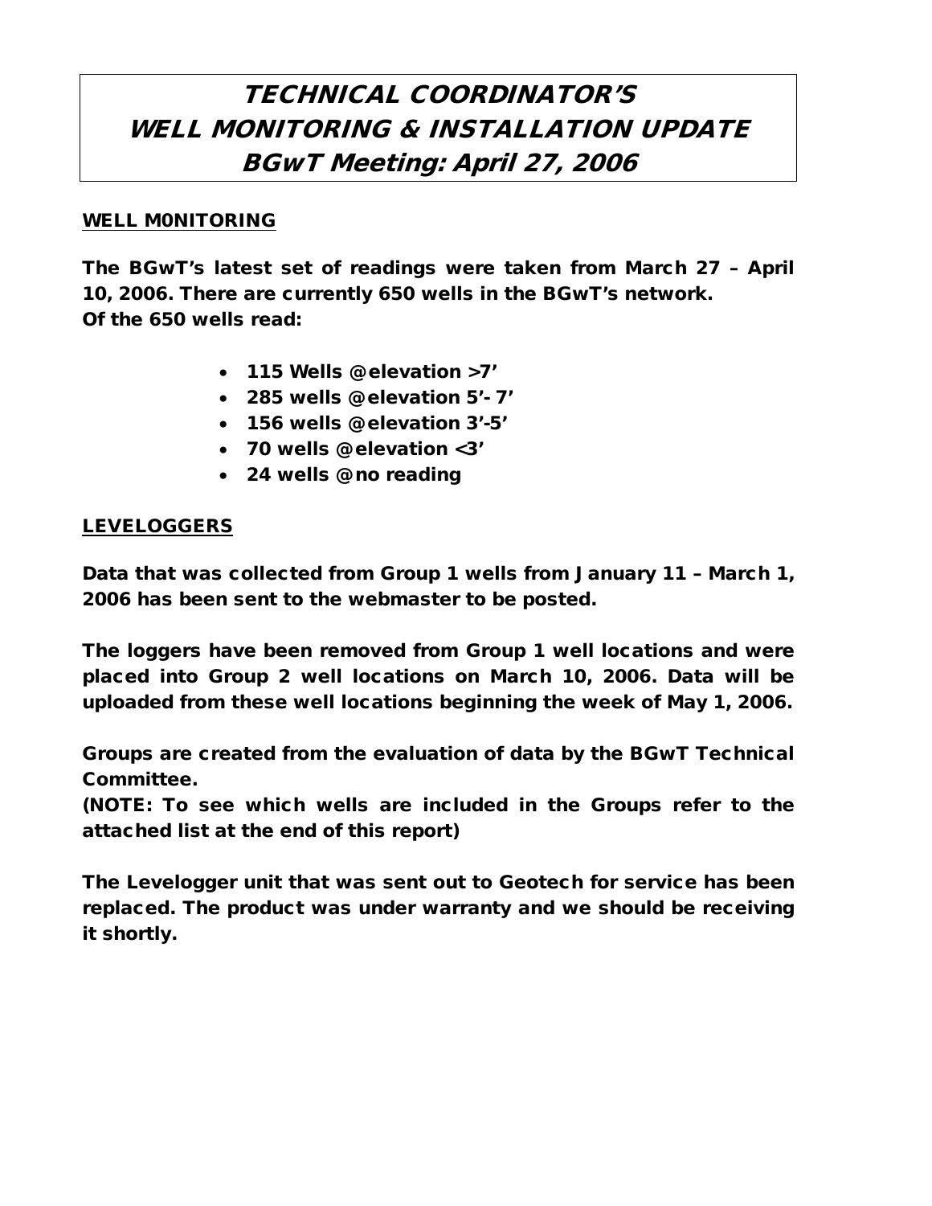# TECHNICAL COORDINATOR'S WELL MONITORING & INSTALLATION UPDATE BGwT Meeting: April 27, 2006

## WELL M0NITORING

The BGwT's latest set of readings were taken from March 27 – April 10, 2006. There are currently 650 wells in the BGwT's network.
Of the 650 wells read:

- 115 Wells @ elevation >7'
- 285 wells @ elevation 5'- 7'
- 156 wells @ elevation 3'-5'
- 70 wells @ elevation <3'
- 24 wells @ no reading

## LEVELOGGERS

Data that was collected from Group 1 wells from January 11 – March 1, 2006 has been sent to the webmaster to be posted.

The loggers have been removed from Group 1 well locations and were placed into Group 2 well locations on March 10, 2006. Data will be uploaded from these well locations beginning the week of May 1, 2006.

Groups are created from the evaluation of data by the BGwT Technical Committee.
(NOTE: To see which wells are included in the Groups refer to the attached list at the end of this report)

The Levelogger unit that was sent out to Geotech for service has been replaced. The product was under warranty and we should be receiving it shortly.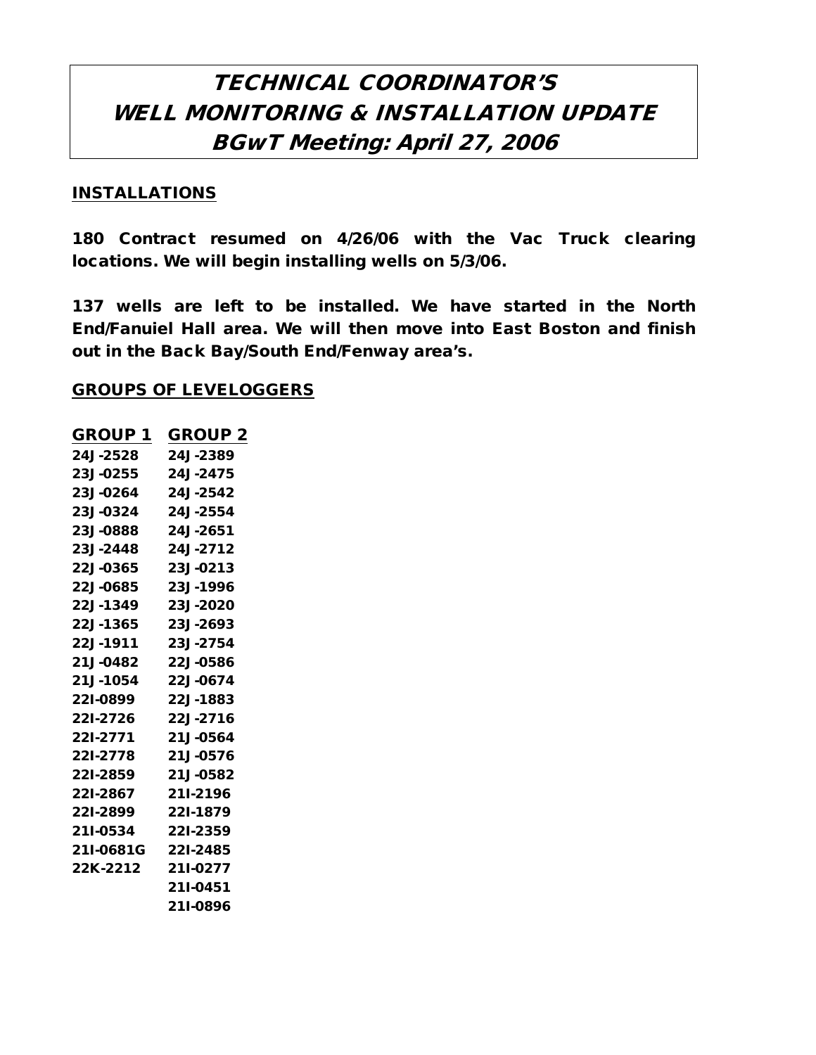# TECHNICAL COORDINATOR'S WELL MONITORING & INSTALLATION UPDATE BGwT Meeting: April 27, 2006

## INSTALLATIONS

**180 Contract resumed on 4/26/06 with the Vac Truck clearing locations. We will begin installing wells on 5/3/06.**

**137 wells are left to be installed. We have started in the North End/Fanuiel Hall area. We will then move into East Boston and finish out in the Back Bay/South End/Fenway area's.**

## GROUPS OF LEVELOGGERS

| GROUP 1 | GROUP 2 |
|---|---|
| 24J-2528 | 24J-2389 |
| 23J-0255 | 24J-2475 |
| 23J-0264 | 24J-2542 |
| 23J-0324 | 24J-2554 |
| 23J-0888 | 24J-2651 |
| 23J-2448 | 24J-2712 |
| 22J-0365 | 23J-0213 |
| 22J-0685 | 23J-1996 |
| 22J-1349 | 23J-2020 |
| 22J-1365 | 23J-2693 |
| 22J-1911 | 23J-2754 |
| 21J-0482 | 22J-0586 |
| 21J-1054 | 22J-0674 |
| 22I-0899 | 22J-1883 |
| 22I-2726 | 22J-2716 |
| 22I-2771 | 21J-0564 |
| 22I-2778 | 21J-0576 |
| 22I-2859 | 21J-0582 |
| 22I-2867 | 21I-2196 |
| 22I-2899 | 22I-1879 |
| 21I-0534 | 22I-2359 |
| 21I-0681G | 22I-2485 |
| 22K-2212 | 21I-0277 |
| | 21I-0451 |
| | 21I-0896 |